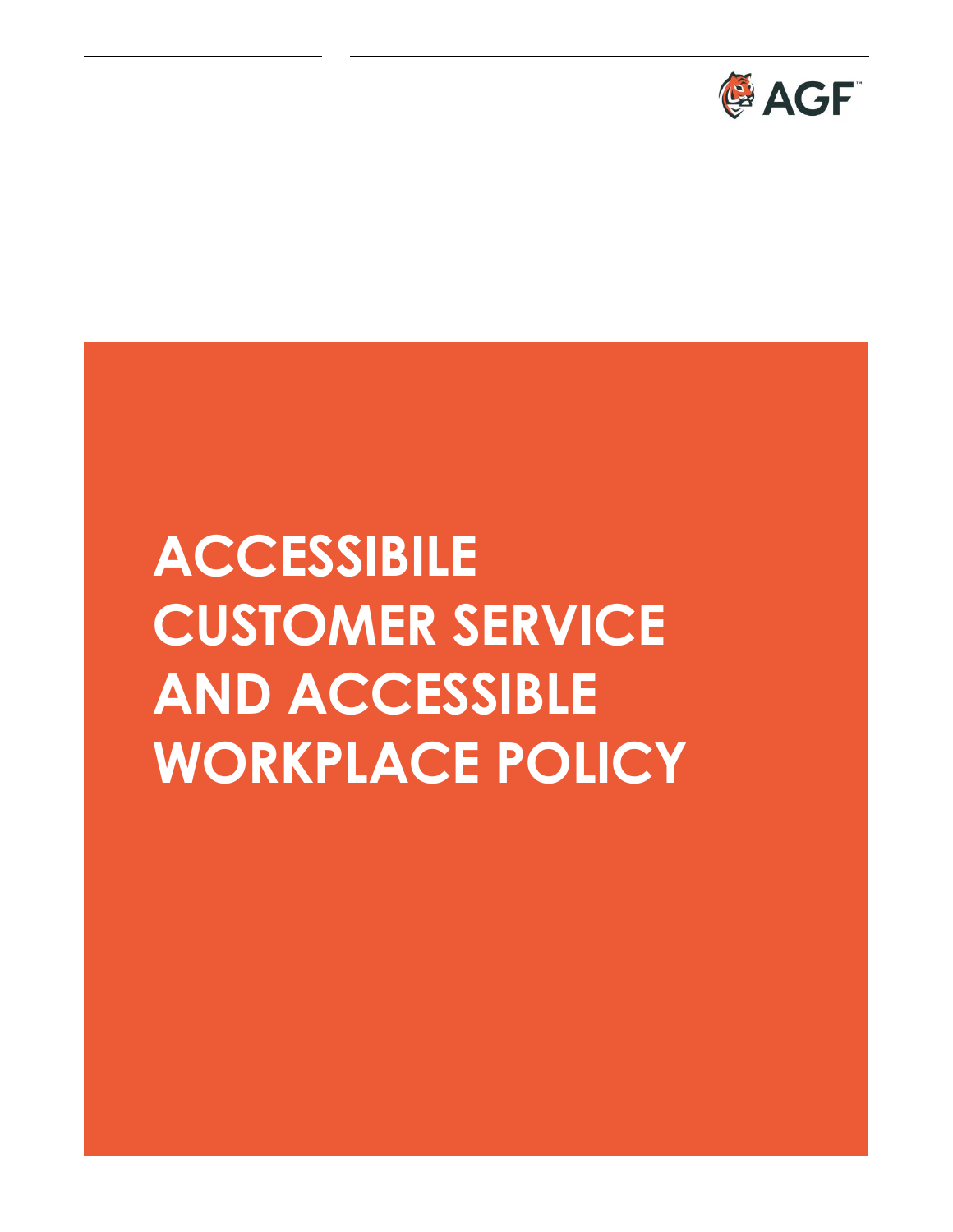# ACCESSIBILE CUSTOMER SERVICE AND ACCESSIBLE WORKPLACE POLICY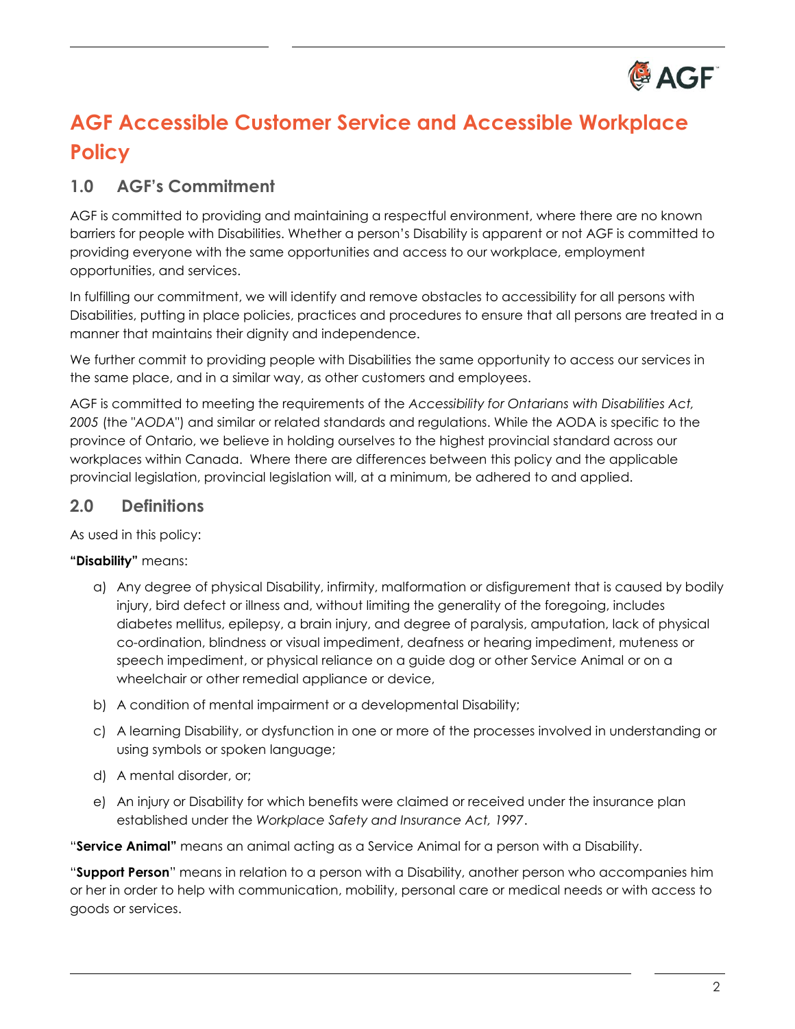# AGF Accessible Customer Service and Accessible Workplace Policy

## 1.0 AGF's Commitment

AGF is committed to providing and maintaining a respectful environment, where there are no known barriers for people with Disabilities. Whether a person's Disability is apparent or not AGF is committed to providing everyone with the same opportunities and access to our workplace, employment opportunities, and services.

In fulfilling our commitment, we will identify and remove obstacles to accessibility for all persons with Disabilities, putting in place policies, practices and procedures to ensure that all persons are treated in a manner that maintains their dignity and independence.

We further commit to providing people with Disabilities the same opportunity to access our services in the same place, and in a similar way, as other customers and employees.

AGF is committed to meeting the requirements of the *Accessibility for Ontarians with Disabilities Act, 2005* (the "*AODA*") and similar or related standards and regulations. While the AODA is specific to the province of Ontario, we believe in holding ourselves to the highest provincial standard across our workplaces within Canada. Where there are differences between this policy and the applicable provincial legislation, provincial legislation will, at a minimum, be adhered to and applied.

## 2.0 Definitions

As used in this policy:

**"Disability"** means:

a) Any degree of physical Disability, infirmity, malformation or disfigurement that is caused by bodily injury, bird defect or illness and, without limiting the generality of the foregoing, includes diabetes mellitus, epilepsy, a brain injury, and degree of paralysis, amputation, lack of physical co-ordination, blindness or visual impediment, deafness or hearing impediment, muteness or speech impediment, or physical reliance on a guide dog or other Service Animal or on a wheelchair or other remedial appliance or device,

b) A condition of mental impairment or a developmental Disability;

c) A learning Disability, or dysfunction in one or more of the processes involved in understanding or using symbols or spoken language;

d) A mental disorder, or;

e) An injury or Disability for which benefits were claimed or received under the insurance plan established under the *Workplace Safety and Insurance Act, 1997*.

"**Service Animal"** means an animal acting as a Service Animal for a person with a Disability.

"**Support Person**" means in relation to a person with a Disability, another person who accompanies him or her in order to help with communication, mobility, personal care or medical needs or with access to goods or services.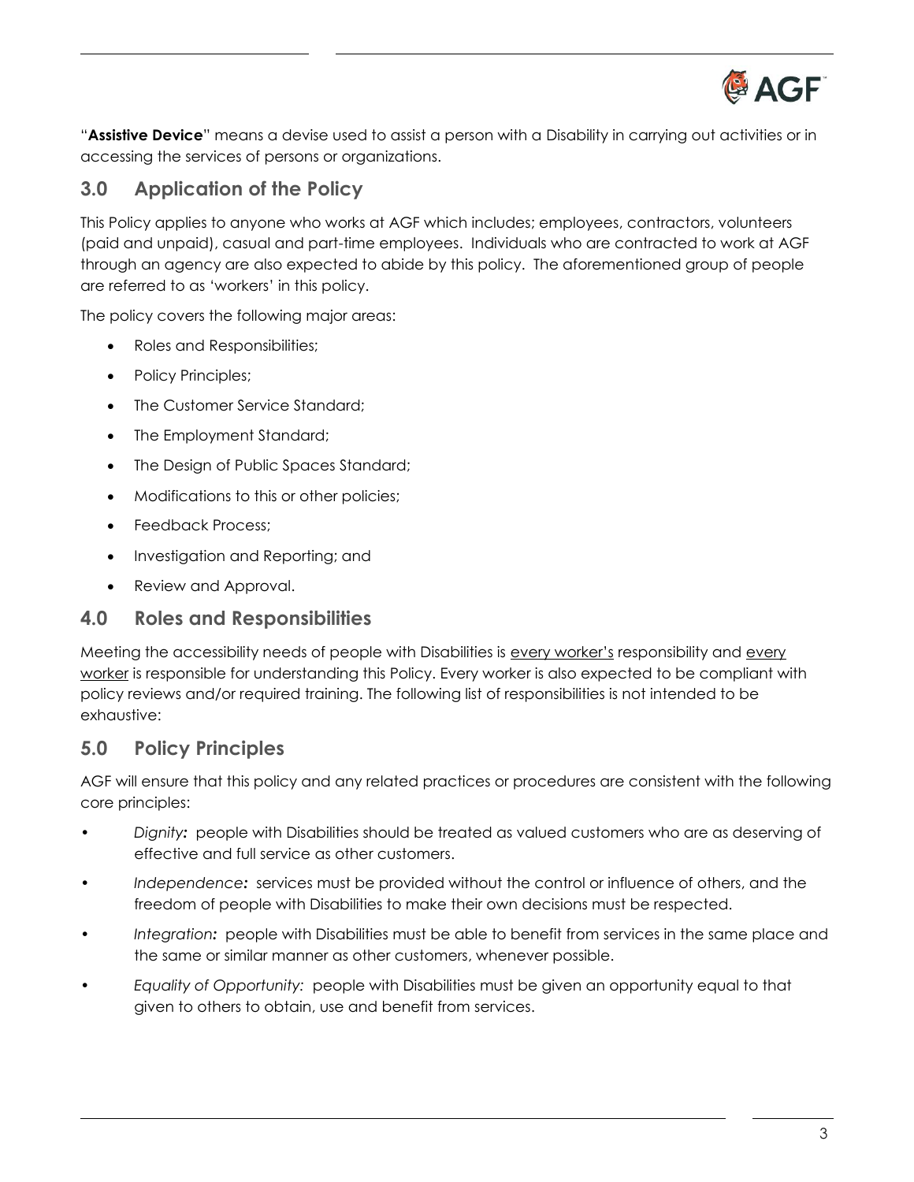"**Assistive Device**" means a devise used to assist a person with a Disability in carrying out activities or in accessing the services of persons or organizations.

## 3.0 Application of the Policy

This Policy applies to anyone who works at AGF which includes; employees, contractors, volunteers (paid and unpaid), casual and part-time employees. Individuals who are contracted to work at AGF through an agency are also expected to abide by this policy. The aforementioned group of people are referred to as 'workers' in this policy.

The policy covers the following major areas:

- Roles and Responsibilities;
- Policy Principles;
- The Customer Service Standard;
- The Employment Standard;
- The Design of Public Spaces Standard;
- Modifications to this or other policies;
- Feedback Process;
- Investigation and Reporting; and
- Review and Approval.

## 4.0 Roles and Responsibilities

Meeting the accessibility needs of people with Disabilities is <u>every worker's</u> responsibility and <u>every worker</u> is responsible for understanding this Policy. Every worker is also expected to be compliant with policy reviews and/or required training. The following list of responsibilities is not intended to be exhaustive:

## 5.0 Policy Principles

AGF will ensure that this policy and any related practices or procedures are consistent with the following core principles:

- *Dignity:* people with Disabilities should be treated as valued customers who are as deserving of effective and full service as other customers.
- *Independence:* services must be provided without the control or influence of others, and the freedom of people with Disabilities to make their own decisions must be respected.
- *Integration:* people with Disabilities must be able to benefit from services in the same place and the same or similar manner as other customers, whenever possible.
- *Equality of Opportunity:* people with Disabilities must be given an opportunity equal to that given to others to obtain, use and benefit from services.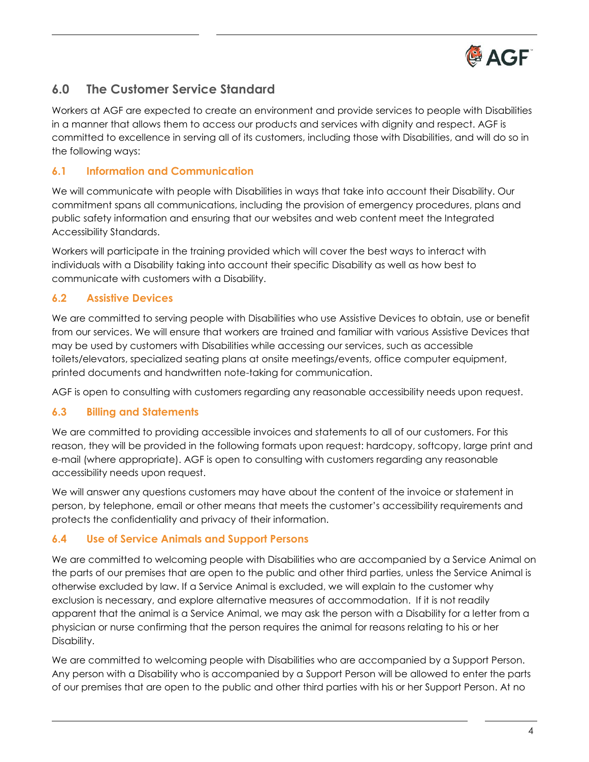## 6.0 The Customer Service Standard

Workers at AGF are expected to create an environment and provide services to people with Disabilities in a manner that allows them to access our products and services with dignity and respect. AGF is committed to excellence in serving all of its customers, including those with Disabilities, and will do so in the following ways:

### 6.1 Information and Communication

We will communicate with people with Disabilities in ways that take into account their Disability. Our commitment spans all communications, including the provision of emergency procedures, plans and public safety information and ensuring that our websites and web content meet the Integrated Accessibility Standards.

Workers will participate in the training provided which will cover the best ways to interact with individuals with a Disability taking into account their specific Disability as well as how best to communicate with customers with a Disability.

### 6.2 Assistive Devices

We are committed to serving people with Disabilities who use Assistive Devices to obtain, use or benefit from our services. We will ensure that workers are trained and familiar with various Assistive Devices that may be used by customers with Disabilities while accessing our services, such as accessible toilets/elevators, specialized seating plans at onsite meetings/events, office computer equipment, printed documents and handwritten note-taking for communication.

AGF is open to consulting with customers regarding any reasonable accessibility needs upon request.

### 6.3 Billing and Statements

We are committed to providing accessible invoices and statements to all of our customers. For this reason, they will be provided in the following formats upon request: hardcopy, softcopy, large print and e-mail (where appropriate). AGF is open to consulting with customers regarding any reasonable accessibility needs upon request.

We will answer any questions customers may have about the content of the invoice or statement in person, by telephone, email or other means that meets the customer's accessibility requirements and protects the confidentiality and privacy of their information.

### 6.4 Use of Service Animals and Support Persons

We are committed to welcoming people with Disabilities who are accompanied by a Service Animal on the parts of our premises that are open to the public and other third parties, unless the Service Animal is otherwise excluded by law. If a Service Animal is excluded, we will explain to the customer why exclusion is necessary, and explore alternative measures of accommodation. If it is not readily apparent that the animal is a Service Animal, we may ask the person with a Disability for a letter from a physician or nurse confirming that the person requires the animal for reasons relating to his or her Disability.

We are committed to welcoming people with Disabilities who are accompanied by a Support Person. Any person with a Disability who is accompanied by a Support Person will be allowed to enter the parts of our premises that are open to the public and other third parties with his or her Support Person. At no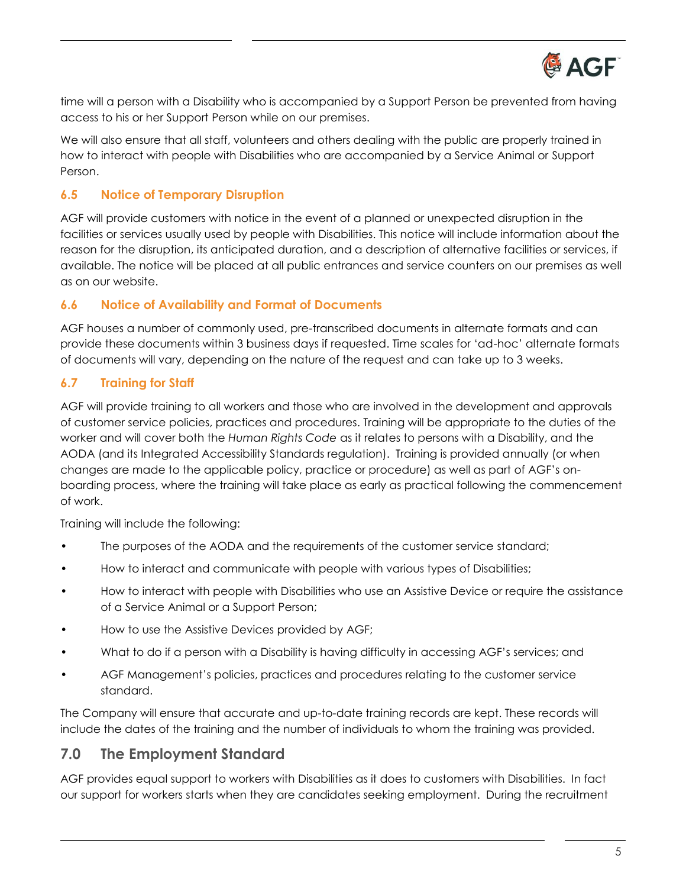time will a person with a Disability who is accompanied by a Support Person be prevented from having access to his or her Support Person while on our premises.

We will also ensure that all staff, volunteers and others dealing with the public are properly trained in how to interact with people with Disabilities who are accompanied by a Service Animal or Support Person.

### 6.5 Notice of Temporary Disruption

AGF will provide customers with notice in the event of a planned or unexpected disruption in the facilities or services usually used by people with Disabilities. This notice will include information about the reason for the disruption, its anticipated duration, and a description of alternative facilities or services, if available. The notice will be placed at all public entrances and service counters on our premises as well as on our website.

### 6.6 Notice of Availability and Format of Documents

AGF houses a number of commonly used, pre-transcribed documents in alternate formats and can provide these documents within 3 business days if requested. Time scales for 'ad-hoc' alternate formats of documents will vary, depending on the nature of the request and can take up to 3 weeks.

### 6.7 Training for Staff

AGF will provide training to all workers and those who are involved in the development and approvals of customer service policies, practices and procedures. Training will be appropriate to the duties of the worker and will cover both the *Human Rights Code* as it relates to persons with a Disability, and the AODA (and its Integrated Accessibility Standards regulation). Training is provided annually (or when changes are made to the applicable policy, practice or procedure) as well as part of AGF's on-boarding process, where the training will take place as early as practical following the commencement of work.

Training will include the following:

- The purposes of the AODA and the requirements of the customer service standard;
- How to interact and communicate with people with various types of Disabilities;
- How to interact with people with Disabilities who use an Assistive Device or require the assistance of a Service Animal or a Support Person;
- How to use the Assistive Devices provided by AGF;
- What to do if a person with a Disability is having difficulty in accessing AGF's services; and
- AGF Management's policies, practices and procedures relating to the customer service standard.

The Company will ensure that accurate and up-to-date training records are kept. These records will include the dates of the training and the number of individuals to whom the training was provided.

## 7.0 The Employment Standard

AGF provides equal support to workers with Disabilities as it does to customers with Disabilities. In fact our support for workers starts when they are candidates seeking employment. During the recruitment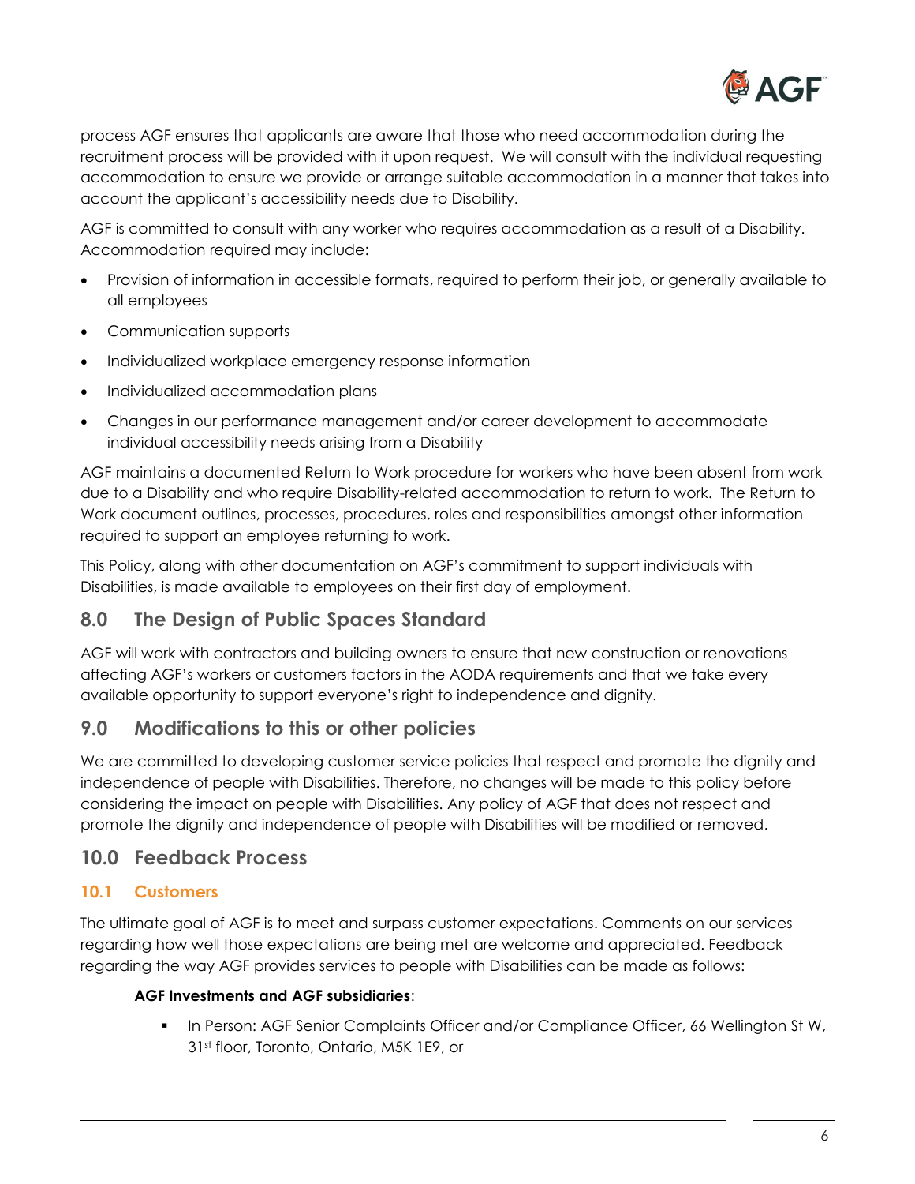process AGF ensures that applicants are aware that those who need accommodation during the recruitment process will be provided with it upon request. We will consult with the individual requesting accommodation to ensure we provide or arrange suitable accommodation in a manner that takes into account the applicant's accessibility needs due to Disability.

AGF is committed to consult with any worker who requires accommodation as a result of a Disability. Accommodation required may include:

- Provision of information in accessible formats, required to perform their job, or generally available to all employees
- Communication supports
- Individualized workplace emergency response information
- Individualized accommodation plans
- Changes in our performance management and/or career development to accommodate individual accessibility needs arising from a Disability

AGF maintains a documented Return to Work procedure for workers who have been absent from work due to a Disability and who require Disability-related accommodation to return to work. The Return to Work document outlines, processes, procedures, roles and responsibilities amongst other information required to support an employee returning to work.

This Policy, along with other documentation on AGF's commitment to support individuals with Disabilities, is made available to employees on their first day of employment.

## 8.0 The Design of Public Spaces Standard

AGF will work with contractors and building owners to ensure that new construction or renovations affecting AGF's workers or customers factors in the AODA requirements and that we take every available opportunity to support everyone's right to independence and dignity.

## 9.0 Modifications to this or other policies

We are committed to developing customer service policies that respect and promote the dignity and independence of people with Disabilities. Therefore, no changes will be made to this policy before considering the impact on people with Disabilities. Any policy of AGF that does not respect and promote the dignity and independence of people with Disabilities will be modified or removed.

## 10.0 Feedback Process

### 10.1 Customers

The ultimate goal of AGF is to meet and surpass customer expectations. Comments on our services regarding how well those expectations are being met are welcome and appreciated. Feedback regarding the way AGF provides services to people with Disabilities can be made as follows:

**AGF Investments and AGF subsidiaries**:

- In Person: AGF Senior Complaints Officer and/or Compliance Officer, 66 Wellington St W, 31st floor, Toronto, Ontario, M5K 1E9, or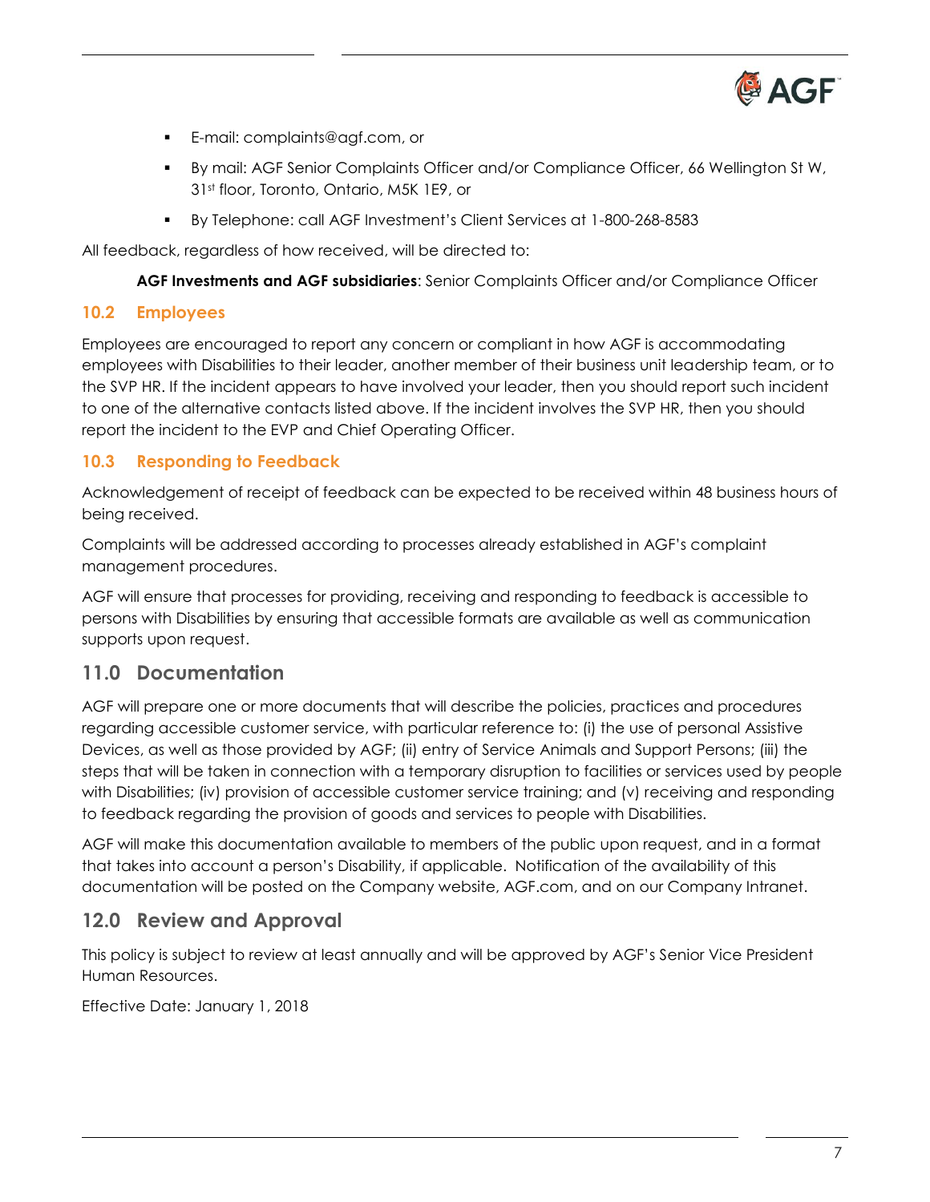- E-mail: complaints@agf.com, or
- By mail: AGF Senior Complaints Officer and/or Compliance Officer, 66 Wellington St W, 31st floor, Toronto, Ontario, M5K 1E9, or
- By Telephone: call AGF Investment's Client Services at 1-800-268-8583

All feedback, regardless of how received, will be directed to:

**AGF Investments and AGF subsidiaries**: Senior Complaints Officer and/or Compliance Officer

### 10.2 Employees

Employees are encouraged to report any concern or compliant in how AGF is accommodating employees with Disabilities to their leader, another member of their business unit leadership team, or to the SVP HR. If the incident appears to have involved your leader, then you should report such incident to one of the alternative contacts listed above. If the incident involves the SVP HR, then you should report the incident to the EVP and Chief Operating Officer.

### 10.3 Responding to Feedback

Acknowledgement of receipt of feedback can be expected to be received within 48 business hours of being received.

Complaints will be addressed according to processes already established in AGF's complaint management procedures.

AGF will ensure that processes for providing, receiving and responding to feedback is accessible to persons with Disabilities by ensuring that accessible formats are available as well as communication supports upon request.

## 11.0 Documentation

AGF will prepare one or more documents that will describe the policies, practices and procedures regarding accessible customer service, with particular reference to: (i) the use of personal Assistive Devices, as well as those provided by AGF; (ii) entry of Service Animals and Support Persons; (iii) the steps that will be taken in connection with a temporary disruption to facilities or services used by people with Disabilities; (iv) provision of accessible customer service training; and (v) receiving and responding to feedback regarding the provision of goods and services to people with Disabilities.

AGF will make this documentation available to members of the public upon request, and in a format that takes into account a person's Disability, if applicable. Notification of the availability of this documentation will be posted on the Company website, AGF.com, and on our Company Intranet.

## 12.0 Review and Approval

This policy is subject to review at least annually and will be approved by AGF's Senior Vice President Human Resources.

Effective Date: January 1, 2018